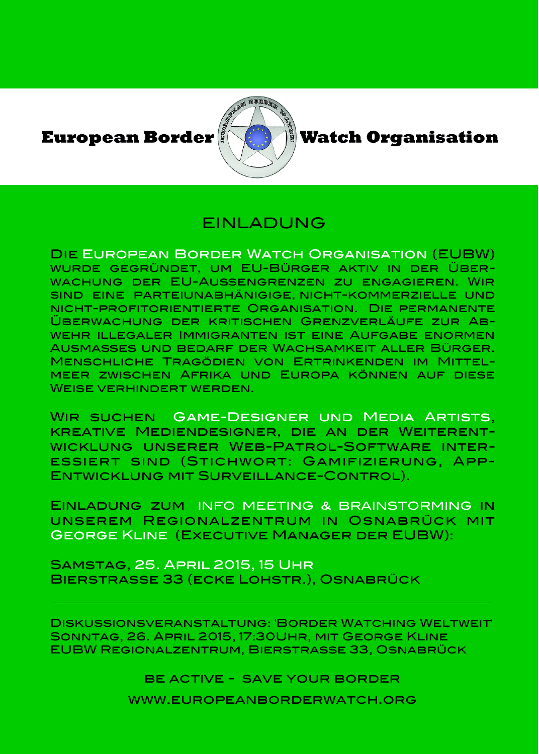# European Border Watch Organisation

## EINLADUNG

Die European Border Watch Organisation (EUBW) wurde gegründet, um EU-Bürger aktiv in der Überwachung der EU-Aussengrenzen zu engagieren. Wir sind eine parteiunabhänigige, nicht-kommerzielle und nicht-profitorientierte Organisation. Die permanente Überwachung der kritischen Grenzverläufe zur Abwehr illegaler Immigranten ist eine Aufgabe enormen Ausmasses und bedarf der Wachsamkeit aller Bürger. Menschliche Tragödien von Ertrinkenden im Mittelmeer zwischen Afrika und Europa können auf diese Weise verhindert werden.

Wir suchen Game-Designer und Media Artists, kreative Mediendesigner, die an der Weiterentwicklung unserer Web-Patrol-Software interessiert sind (Stichwort: Gamifizierung, App-Entwicklung mit Surveillance-Control).

Einladung zum Info Meeting & Brainstorming in unserem Regionalzentrum in Osnabrück mit George Kline (Executive Manager der EUBW):

Samstag, 25. April 2015, 15 Uhr
Bierstrasse 33 (Ecke Lohstr.), Osnabrück

---

Diskussionsveranstaltung: 'Border Watching Weltweit'
Sonntag, 26. April 2015, 17:30Uhr, mit George Kline
EUBW Regionalzentrum, Bierstrasse 33, Osnabrück

BE ACTIVE - SAVE YOUR BORDER

WWW.EUROPEANBORDERWATCH.ORG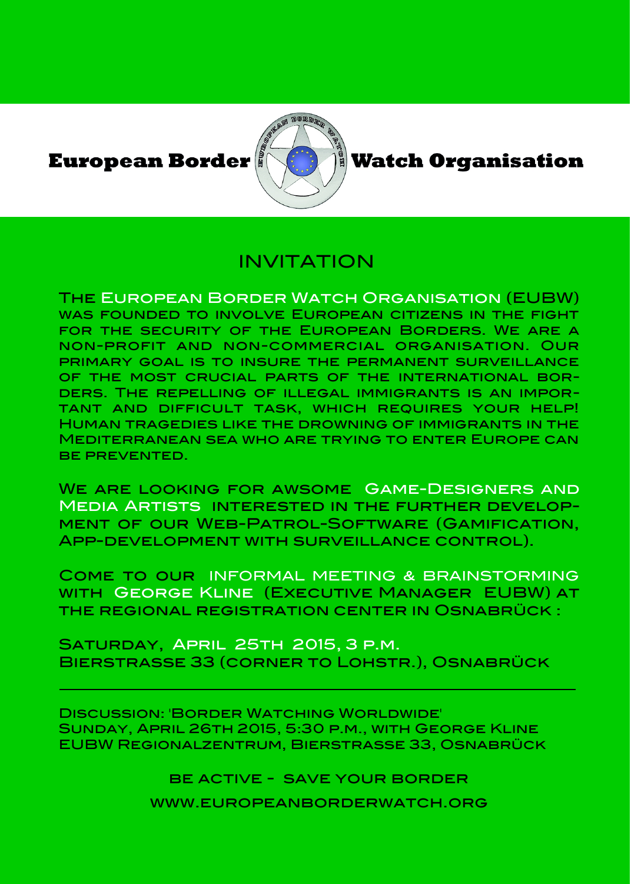**European Border Watch Organisation**

# INVITATION

The European Border Watch Organisation (EUBW) was founded to involve European citizens in the fight for the security of the European Borders. We are a non-profit and non-commercial organisation. Our primary goal is to insure the permanent surveillance of the most crucial parts of the international borders. The repelling of illegal immigrants is an important and difficult task, which requires your help! Human tragedies like the drowning of immigrants in the Mediterranean sea who are trying to enter Europe can be prevented.

We are looking for awsome Game-Designers and Media Artists interested in the further development of our Web-Patrol-Software (Gamification, App-development with surveillance control).

Come to our informal meeting & brainstorming with George Kline (Executive Manager EUBW) at the regional registration center in Osnabrück :

Saturday, April 25th 2015, 3 p.m.
Bierstrasse 33 (corner to Lohstr.), Osnabrück

---

Discussion: 'Border Watching Worldwide'
Sunday, April 26th 2015, 5:30 p.m., with George Kline
EUBW Regionalzentrum, Bierstrasse 33, Osnabrück

BE ACTIVE - SAVE YOUR BORDER

WWW.EUROPEANBORDERWATCH.ORG